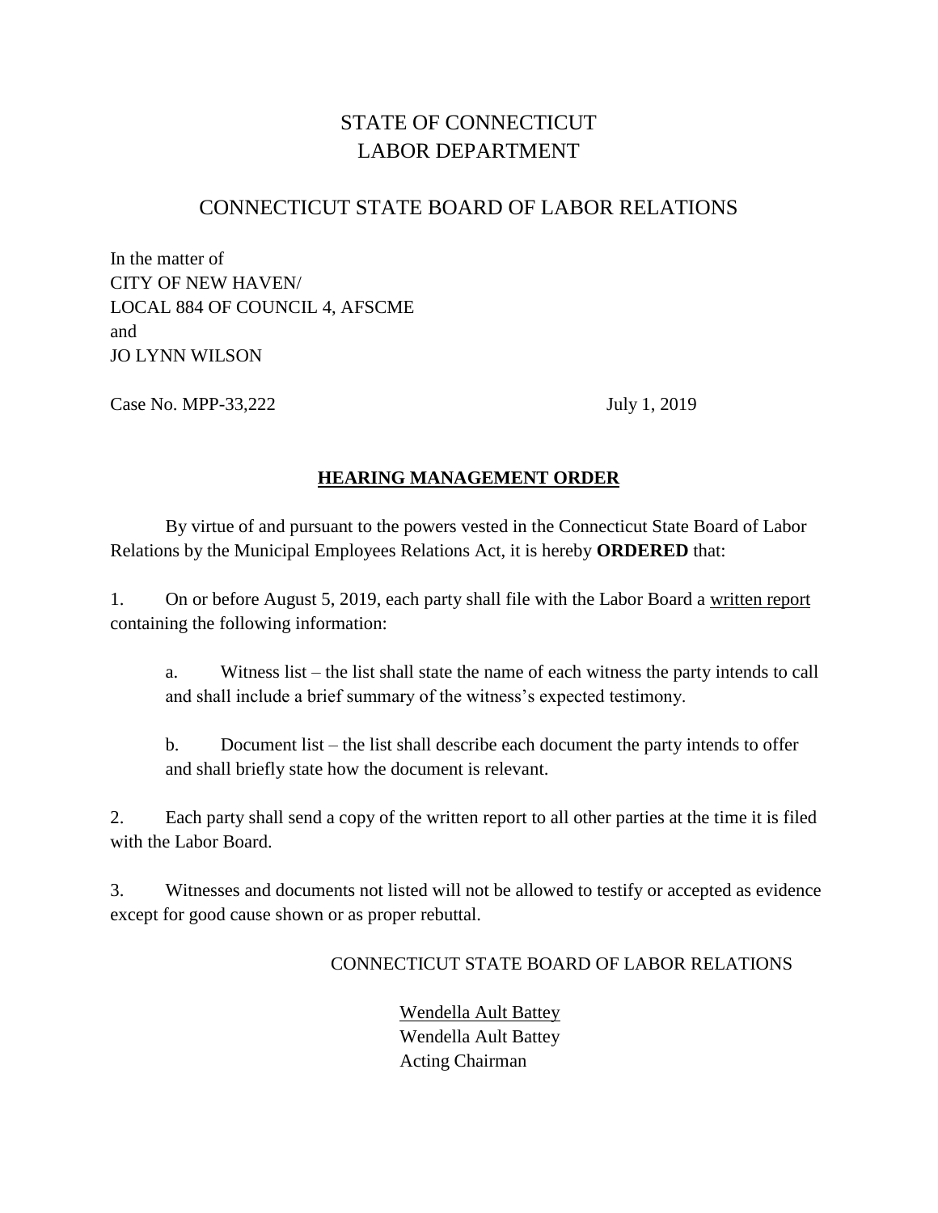# STATE OF CONNECTICUT
# LABOR DEPARTMENT

## CONNECTICUT STATE BOARD OF LABOR RELATIONS

In the matter of
CITY OF NEW HAVEN/
LOCAL 884 OF COUNCIL 4, AFSCME
and
JO LYNN WILSON

Case No. MPP-33,222 July 1, 2019

## **HEARING MANAGEMENT ORDER**

By virtue of and pursuant to the powers vested in the Connecticut State Board of Labor Relations by the Municipal Employees Relations Act, it is hereby **ORDERED** that:

1. On or before August 5, 2019, each party shall file with the Labor Board a written report containing the following information:

   a. Witness list – the list shall state the name of each witness the party intends to call and shall include a brief summary of the witness's expected testimony.

   b. Document list – the list shall describe each document the party intends to offer and shall briefly state how the document is relevant.

2. Each party shall send a copy of the written report to all other parties at the time it is filed with the Labor Board.

3. Witnesses and documents not listed will not be allowed to testify or accepted as evidence except for good cause shown or as proper rebuttal.

CONNECTICUT STATE BOARD OF LABOR RELATIONS

Wendella Ault Battey
Wendella Ault Battey
Acting Chairman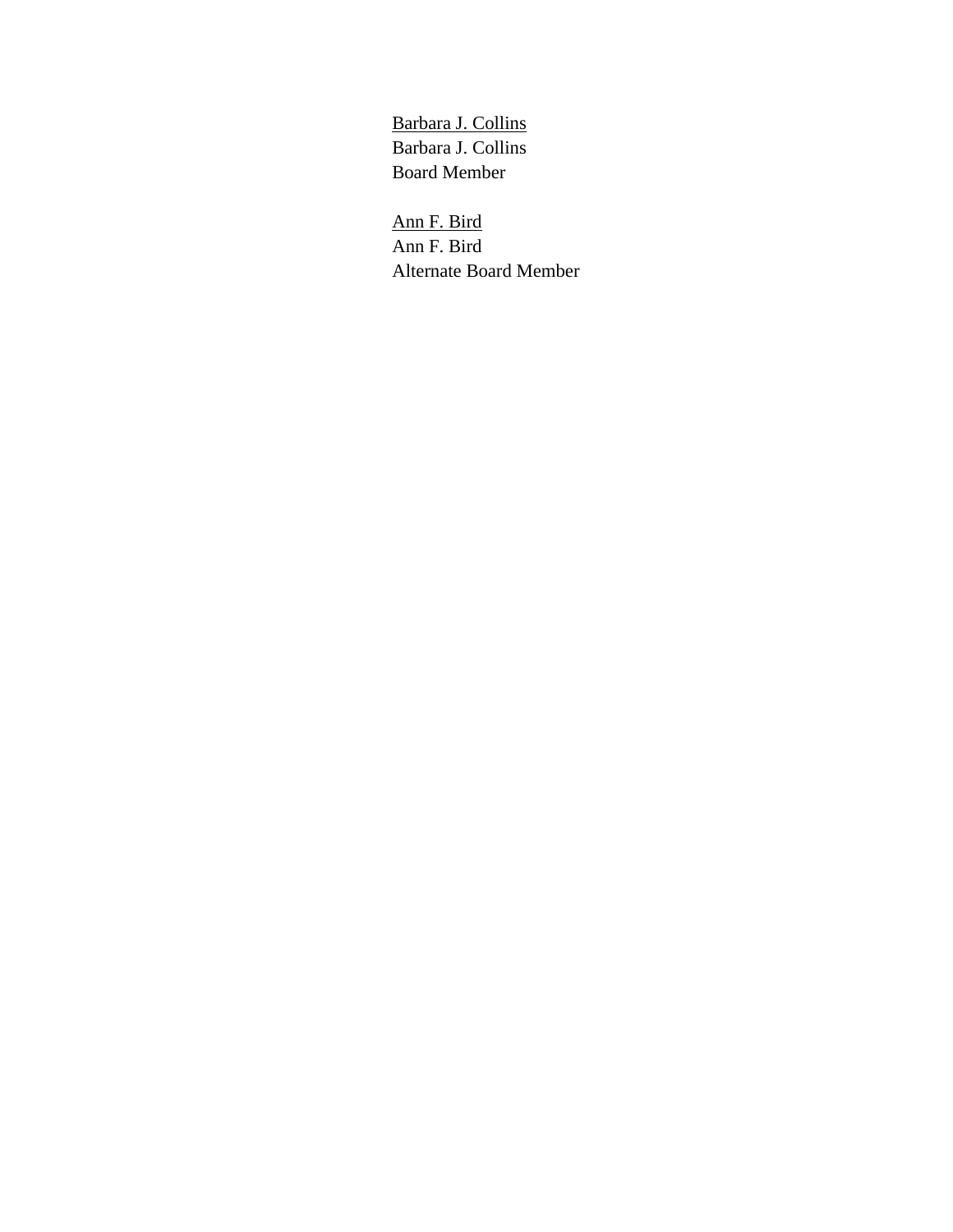<u>Barbara J. Collins</u>
Barbara J. Collins
Board Member

<u>Ann F. Bird</u>
Ann F. Bird
Alternate Board Member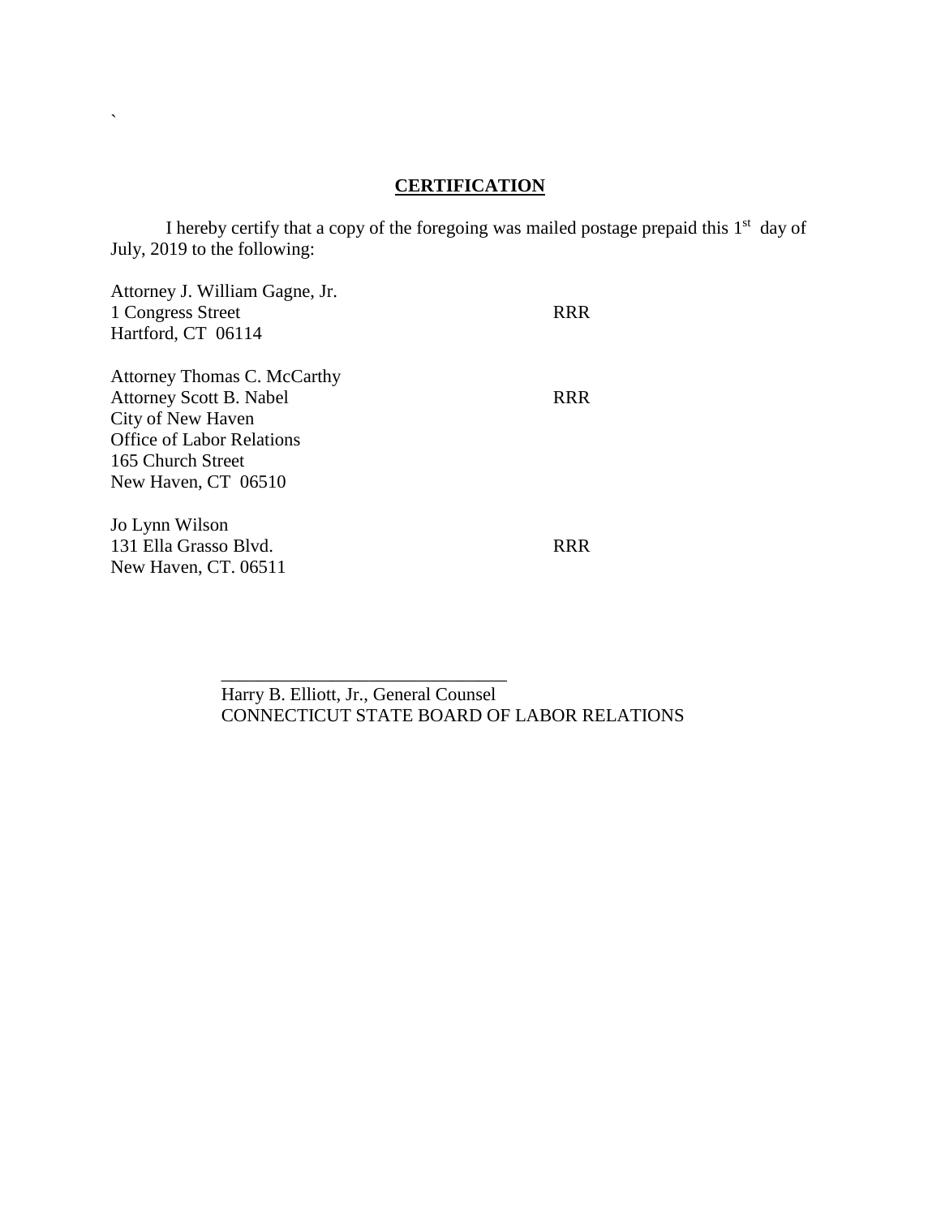`

**CERTIFICATION**

I hereby certify that a copy of the foregoing was mailed postage prepaid this 1st day of July, 2019 to the following:

Attorney J. William Gagne, Jr.
1 Congress Street RRR
Hartford, CT 06114

Attorney Thomas C. McCarthy
Attorney Scott B. Nabel RRR
City of New Haven
Office of Labor Relations
165 Church Street
New Haven, CT 06510

Jo Lynn Wilson
131 Ella Grasso Blvd. RRR
New Haven, CT. 06511

\_\_\_\_\_\_\_\_\_\_\_\_\_\_\_\_\_\_\_\_\_\_\_\_\_\_\_\_\_\_
Harry B. Elliott, Jr., General Counsel
CONNECTICUT STATE BOARD OF LABOR RELATIONS